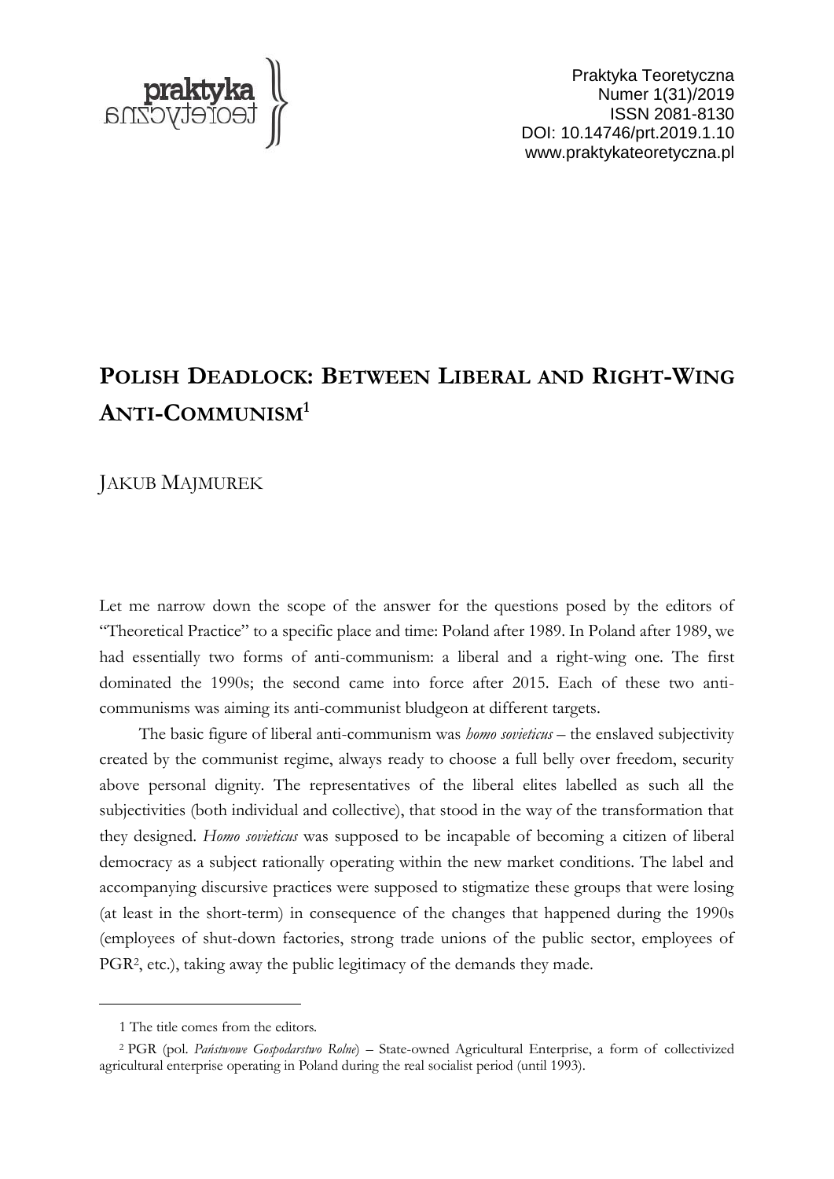Praktyka Teoretyczna
Numer 1(31)/2019
ISSN 2081-8130
DOI: 10.14746/prt.2019.1.10
www.praktykateoretyczna.pl

# POLISH DEADLOCK: BETWEEN LIBERAL AND RIGHT-WING ANTI-COMMUNISM[1]

JAKUB MAJMUREK

Let me narrow down the scope of the answer for the questions posed by the editors of "Theoretical Practice" to a specific place and time: Poland after 1989. In Poland after 1989, we had essentially two forms of anti-communism: a liberal and a right-wing one. The first dominated the 1990s; the second came into force after 2015. Each of these two anti-communisms was aiming its anti-communist bludgeon at different targets.

The basic figure of liberal anti-communism was *homo sovieticus* – the enslaved subjectivity created by the communist regime, always ready to choose a full belly over freedom, security above personal dignity. The representatives of the liberal elites labelled as such all the subjectivities (both individual and collective), that stood in the way of the transformation that they designed. *Homo sovieticus* was supposed to be incapable of becoming a citizen of liberal democracy as a subject rationally operating within the new market conditions. The label and accompanying discursive practices were supposed to stigmatize these groups that were losing (at least in the short-term) in consequence of the changes that happened during the 1990s (employees of shut-down factories, strong trade unions of the public sector, employees of PGR[2], etc.), taking away the public legitimacy of the demands they made.

---

1 The title comes from the editors.

2 PGR (pol. *Państwowe Gospodarstwo Rolne*) – State-owned Agricultural Enterprise, a form of collectivized agricultural enterprise operating in Poland during the real socialist period (until 1993).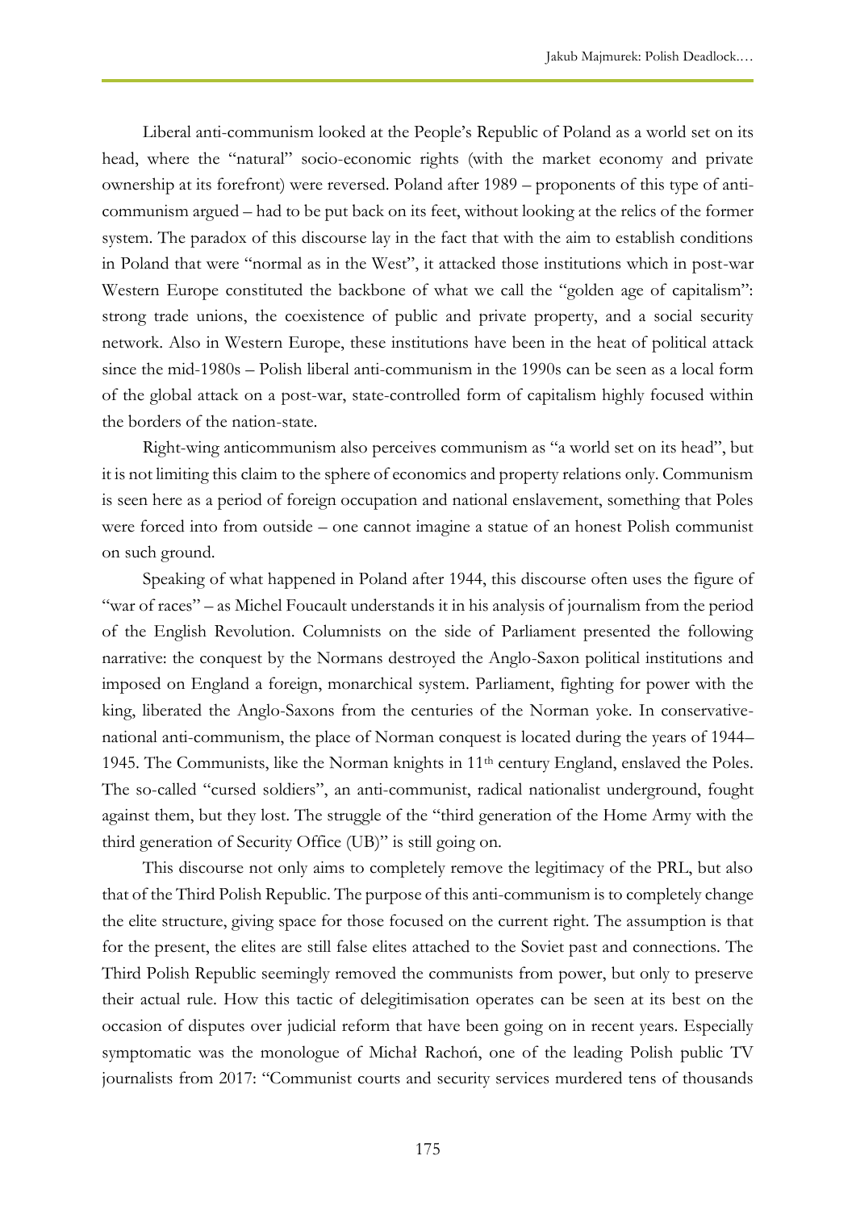Liberal anti-communism looked at the People's Republic of Poland as a world set on its head, where the "natural" socio-economic rights (with the market economy and private ownership at its forefront) were reversed. Poland after 1989 – proponents of this type of anti-communism argued – had to be put back on its feet, without looking at the relics of the former system. The paradox of this discourse lay in the fact that with the aim to establish conditions in Poland that were "normal as in the West", it attacked those institutions which in post-war Western Europe constituted the backbone of what we call the "golden age of capitalism": strong trade unions, the coexistence of public and private property, and a social security network. Also in Western Europe, these institutions have been in the heat of political attack since the mid-1980s – Polish liberal anti-communism in the 1990s can be seen as a local form of the global attack on a post-war, state-controlled form of capitalism highly focused within the borders of the nation-state.

Right-wing anticommunism also perceives communism as "a world set on its head", but it is not limiting this claim to the sphere of economics and property relations only. Communism is seen here as a period of foreign occupation and national enslavement, something that Poles were forced into from outside – one cannot imagine a statue of an honest Polish communist on such ground.

Speaking of what happened in Poland after 1944, this discourse often uses the figure of "war of races" – as Michel Foucault understands it in his analysis of journalism from the period of the English Revolution. Columnists on the side of Parliament presented the following narrative: the conquest by the Normans destroyed the Anglo-Saxon political institutions and imposed on England a foreign, monarchical system. Parliament, fighting for power with the king, liberated the Anglo-Saxons from the centuries of the Norman yoke. In conservative-national anti-communism, the place of Norman conquest is located during the years of 1944–1945. The Communists, like the Norman knights in 11th century England, enslaved the Poles. The so-called "cursed soldiers", an anti-communist, radical nationalist underground, fought against them, but they lost. The struggle of the "third generation of the Home Army with the third generation of Security Office (UB)" is still going on.

This discourse not only aims to completely remove the legitimacy of the PRL, but also that of the Third Polish Republic. The purpose of this anti-communism is to completely change the elite structure, giving space for those focused on the current right. The assumption is that for the present, the elites are still false elites attached to the Soviet past and connections. The Third Polish Republic seemingly removed the communists from power, but only to preserve their actual rule. How this tactic of delegitimisation operates can be seen at its best on the occasion of disputes over judicial reform that have been going on in recent years. Especially symptomatic was the monologue of Michał Rachoń, one of the leading Polish public TV journalists from 2017: "Communist courts and security services murdered tens of thousands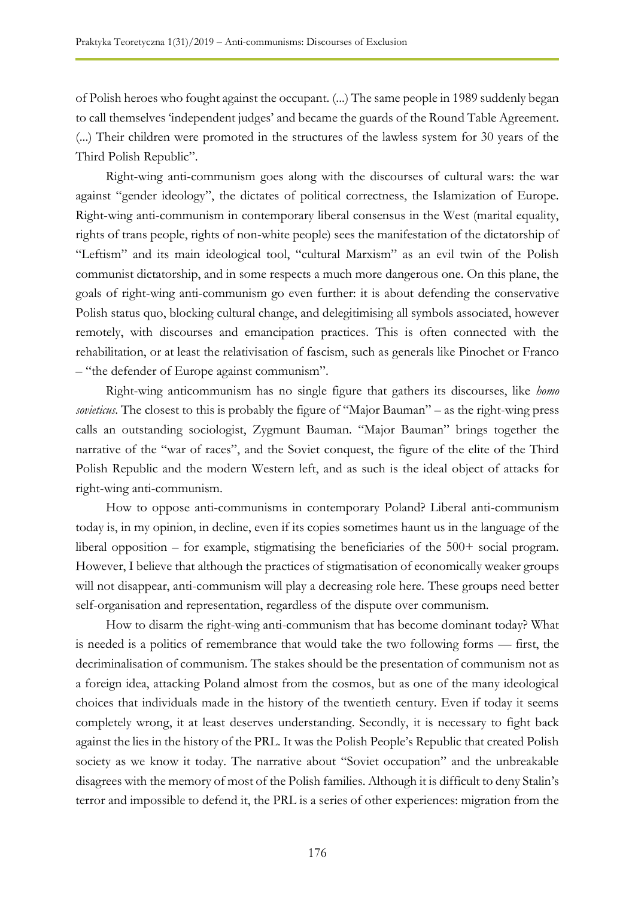of Polish heroes who fought against the occupant. (...) The same people in 1989 suddenly began to call themselves 'independent judges' and became the guards of the Round Table Agreement. (...) Their children were promoted in the structures of the lawless system for 30 years of the Third Polish Republic".

Right-wing anti-communism goes along with the discourses of cultural wars: the war against "gender ideology", the dictates of political correctness, the Islamization of Europe. Right-wing anti-communism in contemporary liberal consensus in the West (marital equality, rights of trans people, rights of non-white people) sees the manifestation of the dictatorship of "Leftism" and its main ideological tool, "cultural Marxism" as an evil twin of the Polish communist dictatorship, and in some respects a much more dangerous one. On this plane, the goals of right-wing anti-communism go even further: it is about defending the conservative Polish status quo, blocking cultural change, and delegitimising all symbols associated, however remotely, with discourses and emancipation practices. This is often connected with the rehabilitation, or at least the relativisation of fascism, such as generals like Pinochet or Franco – "the defender of Europe against communism".

Right-wing anticommunism has no single figure that gathers its discourses, like *homo sovieticus*. The closest to this is probably the figure of "Major Bauman" – as the right-wing press calls an outstanding sociologist, Zygmunt Bauman. "Major Bauman" brings together the narrative of the "war of races", and the Soviet conquest, the figure of the elite of the Third Polish Republic and the modern Western left, and as such is the ideal object of attacks for right-wing anti-communism.

How to oppose anti-communisms in contemporary Poland? Liberal anti-communism today is, in my opinion, in decline, even if its copies sometimes haunt us in the language of the liberal opposition – for example, stigmatising the beneficiaries of the 500+ social program. However, I believe that although the practices of stigmatisation of economically weaker groups will not disappear, anti-communism will play a decreasing role here. These groups need better self-organisation and representation, regardless of the dispute over communism.

How to disarm the right-wing anti-communism that has become dominant today? What is needed is a politics of remembrance that would take the two following forms — first, the decriminalisation of communism. The stakes should be the presentation of communism not as a foreign idea, attacking Poland almost from the cosmos, but as one of the many ideological choices that individuals made in the history of the twentieth century. Even if today it seems completely wrong, it at least deserves understanding. Secondly, it is necessary to fight back against the lies in the history of the PRL. It was the Polish People's Republic that created Polish society as we know it today. The narrative about "Soviet occupation" and the unbreakable disagrees with the memory of most of the Polish families. Although it is difficult to deny Stalin's terror and impossible to defend it, the PRL is a series of other experiences: migration from the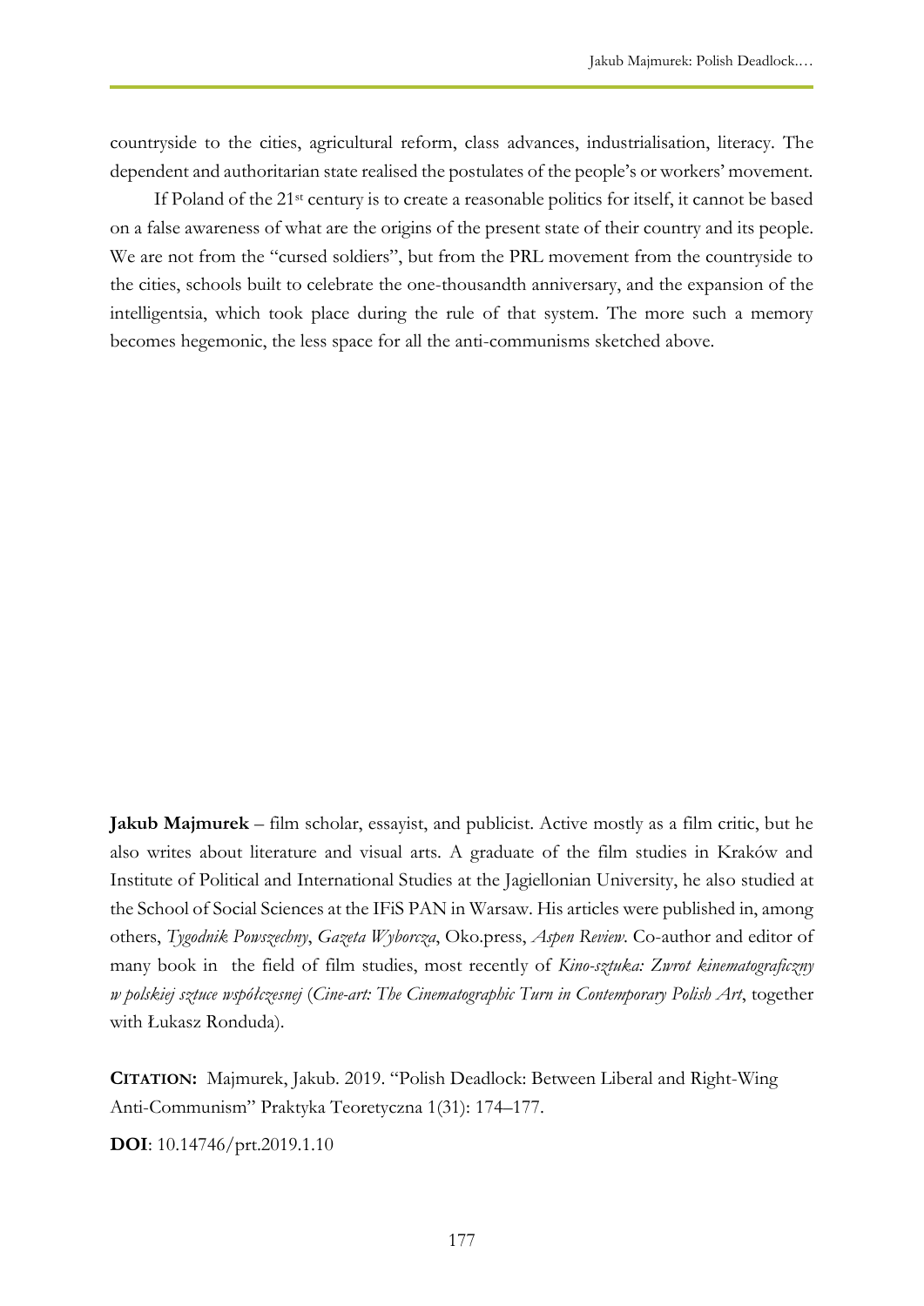countryside to the cities, agricultural reform, class advances, industrialisation, literacy. The dependent and authoritarian state realised the postulates of the people's or workers' movement.

If Poland of the 21st century is to create a reasonable politics for itself, it cannot be based on a false awareness of what are the origins of the present state of their country and its people. We are not from the "cursed soldiers", but from the PRL movement from the countryside to the cities, schools built to celebrate the one-thousandth anniversary, and the expansion of the intelligentsia, which took place during the rule of that system. The more such a memory becomes hegemonic, the less space for all the anti-communisms sketched above.

**Jakub Majmurek** – film scholar, essayist, and publicist. Active mostly as a film critic, but he also writes about literature and visual arts. A graduate of the film studies in Kraków and Institute of Political and International Studies at the Jagiellonian University, he also studied at the School of Social Sciences at the IFiS PAN in Warsaw. His articles were published in, among others, *Tygodnik Powszechny*, *Gazeta Wyborcza*, Oko.press, *Aspen Review*. Co-author and editor of many book in the field of film studies, most recently of *Kino-sztuka: Zwrot kinematograficzny w polskiej sztuce współczesnej* (*Cine-art: The Cinematographic Turn in Contemporary Polish Art*, together with Łukasz Ronduda).

**CITATION:** Majmurek, Jakub. 2019. "Polish Deadlock: Between Liberal and Right-Wing Anti-Communism" Praktyka Teoretyczna 1(31): 174–177.

**DOI**: 10.14746/prt.2019.1.10